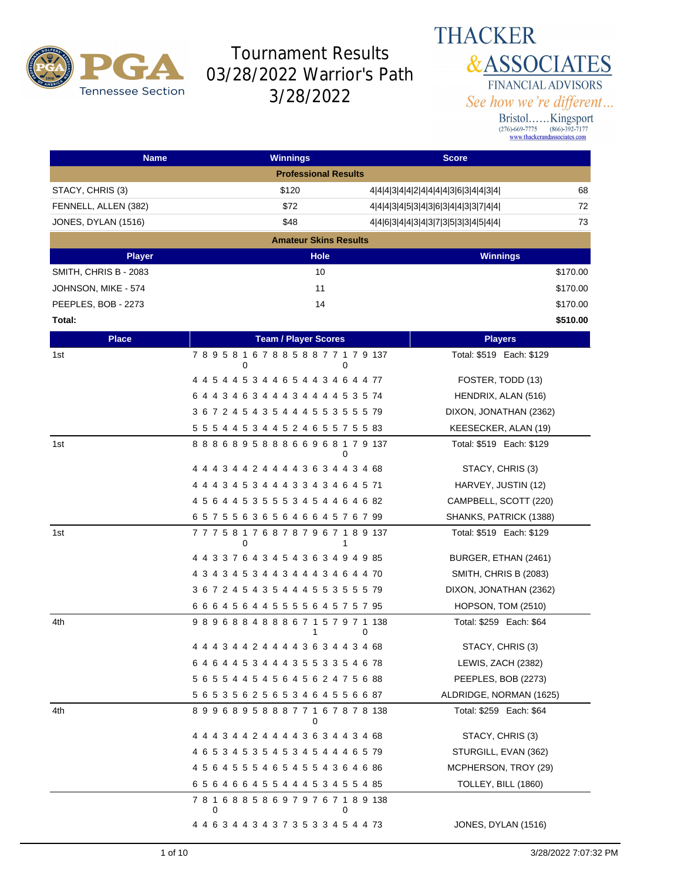# Tournament Results
## 03/28/2022 Warrior's Path
## 3/28/2022

THACKER & ASSOCIATES
FINANCIAL ADVISORS
*See how we're different...*
Bristol......Kingsport
(276)-669-7775 (866)-392-7177
www.thackerandassociates.com

| Name | Winnings | Score | |
|---|---|---|---|
| **Professional Results** | | | |
| STACY, CHRIS (3) | $120 | 4\|4\|4\|3\|4\|4\|2\|4\|4\|4\|4\|3\|6\|3\|4\|4\|3\|4\| | 68 |
| FENNELL, ALLEN (382) | $72 | 4\|4\|4\|3\|4\|5\|3\|4\|3\|6\|3\|4\|4\|3\|3\|7\|4\|4\| | 72 |
| JONES, DYLAN (1516) | $48 | 4\|4\|6\|3\|4\|4\|3\|4\|3\|7\|3\|5\|3\|3\|4\|5\|4\|4\| | 73 |

**Amateur Skins Results**

| Player | Hole | Winnings |
|---|---|---|
| SMITH, CHRIS B - 2083 | 10 | $170.00 |
| JOHNSON, MIKE - 574 | 11 | $170.00 |
| PEEPLES, BOB - 2273 | 14 | $170.00 |
| **Total:** | | **$510.00** |

| Place | Team / Player Scores | Players |
|---|---|---|
| 1st | 7 8 9 5 8 10 6 7 8 8 5 8 8 7 7 10 7 9 137 | Total: $519 Each: $129 |
| | 4 4 5 4 4 5 3 4 4 6 5 4 4 3 4 6 4 4 77 | FOSTER, TODD (13) |
| | 6 4 4 3 4 6 3 4 4 4 3 4 4 4 4 5 3 5 74 | HENDRIX, ALAN (516) |
| | 3 6 7 2 4 5 4 3 5 4 4 4 5 5 3 5 5 5 79 | DIXON, JONATHAN (2362) |
| | 5 5 5 4 4 5 3 4 4 5 2 4 6 5 5 7 5 5 83 | KEESECKER, ALAN (19) |
| 1st | 8 8 8 6 8 9 5 8 8 8 6 6 9 6 8 10 7 9 137 | Total: $519 Each: $129 |
| | 4 4 4 3 4 4 2 4 4 4 4 3 6 3 4 4 3 4 68 | STACY, CHRIS (3) |
| | 4 4 4 3 4 5 3 4 4 4 3 3 4 3 4 6 4 5 71 | HARVEY, JUSTIN (12) |
| | 4 5 6 4 4 5 3 5 5 5 3 4 5 4 4 6 4 6 82 | CAMPBELL, SCOTT (220) |
| | 6 5 7 5 5 6 3 6 5 6 4 6 6 4 5 7 6 7 99 | SHANKS, PATRICK (1388) |
| 1st | 7 7 7 5 8 10 7 6 8 7 8 7 9 6 7 11 8 9 137 | Total: $519 Each: $129 |
| | 4 4 3 3 7 6 4 3 4 5 4 3 6 3 4 9 4 9 85 | BURGER, ETHAN (2461) |
| | 4 3 4 3 4 5 3 4 4 3 4 4 4 3 4 6 4 4 70 | SMITH, CHRIS B (2083) |
| | 3 6 7 2 4 5 4 3 5 4 4 4 5 5 3 5 5 5 79 | DIXON, JONATHAN (2362) |
| | 6 6 6 4 5 6 4 4 5 5 5 5 6 4 5 7 5 7 95 | HOPSON, TOM (2510) |
| 4th | 9 8 9 6 8 8 4 8 8 8 6 7 15 7 9 7 10 138 | Total: $259 Each: $64 |
| | 4 4 4 3 4 4 2 4 4 4 4 3 6 3 4 4 3 4 68 | STACY, CHRIS (3) |
| | 6 4 6 4 4 5 3 4 4 4 3 5 5 3 3 5 4 6 78 | LEWIS, ZACH (2382) |
| | 5 6 5 5 4 4 5 4 5 6 4 5 6 2 4 7 5 6 88 | PEEPLES, BOB (2273) |
| | 5 6 5 3 5 6 2 5 6 5 3 4 6 4 5 5 6 6 87 | ALDRIDGE, NORMAN (1625) |
| 4th | 8 9 9 6 8 9 5 8 8 8 7 7 10 6 7 8 7 8 138 | Total: $259 Each: $64 |
| | 4 4 4 3 4 4 2 4 4 4 4 3 6 3 4 4 3 4 68 | STACY, CHRIS (3) |
| | 4 6 5 3 4 5 3 5 4 5 3 4 5 4 4 4 6 5 79 | STURGILL, EVAN (362) |
| | 4 5 6 4 5 5 5 4 6 5 4 5 5 4 3 6 4 6 86 | MCPHERSON, TROY (29) |
| | 6 5 6 4 6 6 4 5 5 4 4 4 5 3 4 5 5 4 85 | TOLLEY, BILL (1860) |
| | 7 8 10 6 8 8 5 8 6 9 7 9 7 6 7 10 8 9 138 | |
| | 4 4 6 3 4 4 3 4 3 7 3 5 3 3 4 5 4 4 73 | JONES, DYLAN (1516) |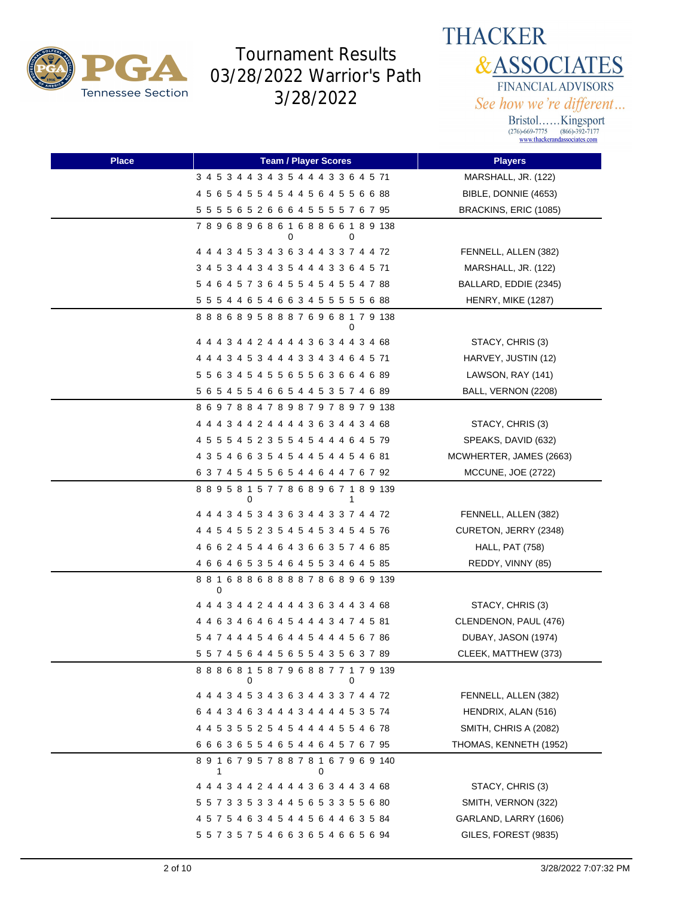# Tournament Results 03/28/2022 Warrior's Path 3/28/2022

PGA Tennessee Section

THACKER & ASSOCIATES
FINANCIAL ADVISORS
*See how we're different...*
Bristol......Kingsport
(276)-669-7775 (866)-392-7177
www.thackerandassociates.com

| Place | Team / Player Scores | Players |
|---|---|---|
| | 3 4 5 3 4 4 3 4 3 5 4 4 4 3 3 6 4 5 71 | MARSHALL, JR. (122) |
| | 4 5 6 5 4 5 5 4 5 4 4 5 6 4 5 5 6 6 88 | BIBLE, DONNIE (4653) |
| | 5 5 5 5 6 5 2 6 6 6 4 5 5 5 5 7 6 7 95 | BRACKINS, ERIC (1085) |
| | 7 8 9 6 8 9 6 8 6 10 6 8 8 6 6 10 8 9 138 | |
| | 4 4 4 3 4 5 3 4 3 6 3 4 4 3 3 7 4 4 72 | FENNELL, ALLEN (382) |
| | 3 4 5 3 4 4 3 4 3 5 4 4 4 3 3 6 4 5 71 | MARSHALL, JR. (122) |
| | 5 4 6 4 5 7 3 6 4 5 5 4 5 4 5 5 4 7 88 | BALLARD, EDDIE (2345) |
| | 5 5 5 4 4 6 5 4 6 6 3 4 5 5 5 5 5 6 88 | HENRY, MIKE (1287) |
| | 8 8 8 6 8 9 5 8 8 8 7 6 9 6 8 10 7 9 138 | |
| | 4 4 4 3 4 4 2 4 4 4 4 3 6 3 4 4 3 4 68 | STACY, CHRIS (3) |
| | 4 4 4 3 4 5 3 4 4 4 3 3 4 3 4 6 4 5 71 | HARVEY, JUSTIN (12) |
| | 5 5 6 3 4 5 4 5 5 6 5 5 6 3 6 6 4 6 89 | LAWSON, RAY (141) |
| | 5 6 5 4 5 5 4 6 6 5 4 4 5 3 5 7 4 6 89 | BALL, VERNON (2208) |
| | 8 6 9 7 8 8 4 7 8 9 8 7 9 7 8 9 7 9 138 | |
| | 4 4 4 3 4 4 2 4 4 4 4 3 6 3 4 4 3 4 68 | STACY, CHRIS (3) |
| | 4 5 5 5 4 5 2 3 5 5 4 5 4 4 4 6 4 5 79 | SPEAKS, DAVID (632) |
| | 4 3 5 4 6 6 3 5 4 5 4 4 5 4 4 5 4 6 81 | MCWHERTER, JAMES (2663) |
| | 6 3 7 4 5 4 5 5 6 5 4 4 6 4 4 7 6 7 92 | MCCUNE, JOE (2722) |
| | 8 8 9 5 8 10 5 7 7 8 6 8 9 6 7 11 8 9 139 | |
| | 4 4 4 3 4 5 3 4 3 6 3 4 4 3 3 7 4 4 72 | FENNELL, ALLEN (382) |
| | 4 4 5 4 5 5 2 3 5 4 5 4 5 3 4 5 4 5 76 | CURETON, JERRY (2348) |
| | 4 6 6 2 4 5 4 4 6 4 3 6 6 3 5 7 4 6 85 | HALL, PAT (758) |
| | 4 6 6 4 6 5 3 5 4 6 4 5 5 3 4 6 4 5 85 | REDDY, VINNY (85) |
| | 8 8 10 6 8 8 6 8 8 8 8 7 8 6 8 9 6 9 139 | |
| | 4 4 4 3 4 4 2 4 4 4 4 3 6 3 4 4 3 4 68 | STACY, CHRIS (3) |
| | 4 4 6 3 4 6 4 6 4 5 4 4 4 3 4 7 4 5 81 | CLENDENON, PAUL (476) |
| | 5 4 7 4 4 4 5 4 6 4 4 5 4 4 4 5 6 7 86 | DUBAY, JASON (1974) |
| | 5 5 7 4 5 6 4 4 5 6 5 5 4 3 5 6 3 7 89 | CLEEK, MATTHEW (373) |
| | 8 8 8 6 8 10 5 8 7 9 6 8 8 7 7 10 7 9 139 | |
| | 4 4 4 3 4 5 3 4 3 6 3 4 4 3 3 7 4 4 72 | FENNELL, ALLEN (382) |
| | 6 4 4 3 4 6 3 4 4 4 3 4 4 4 4 5 3 5 74 | HENDRIX, ALAN (516) |
| | 4 4 5 3 5 5 2 5 4 5 4 4 4 4 5 5 4 6 78 | SMITH, CHRIS A (2082) |
| | 6 6 6 3 6 5 5 4 6 5 4 4 6 4 5 7 6 7 95 | THOMAS, KENNETH (1952) |
| | 8 9 11 6 7 9 5 7 8 8 7 8 10 6 7 9 6 9 140 | |
| | 4 4 4 3 4 4 2 4 4 4 4 3 6 3 4 4 3 4 68 | STACY, CHRIS (3) |
| | 5 5 7 3 3 5 3 3 4 4 5 6 5 3 3 5 5 6 80 | SMITH, VERNON (322) |
| | 4 5 7 5 4 6 3 4 5 4 4 5 6 4 4 6 3 5 84 | GARLAND, LARRY (1606) |
| | 5 5 7 3 5 7 5 4 6 6 3 6 5 4 6 6 5 6 94 | GILES, FOREST (9835) |

3/28/2022 7:07:32 PM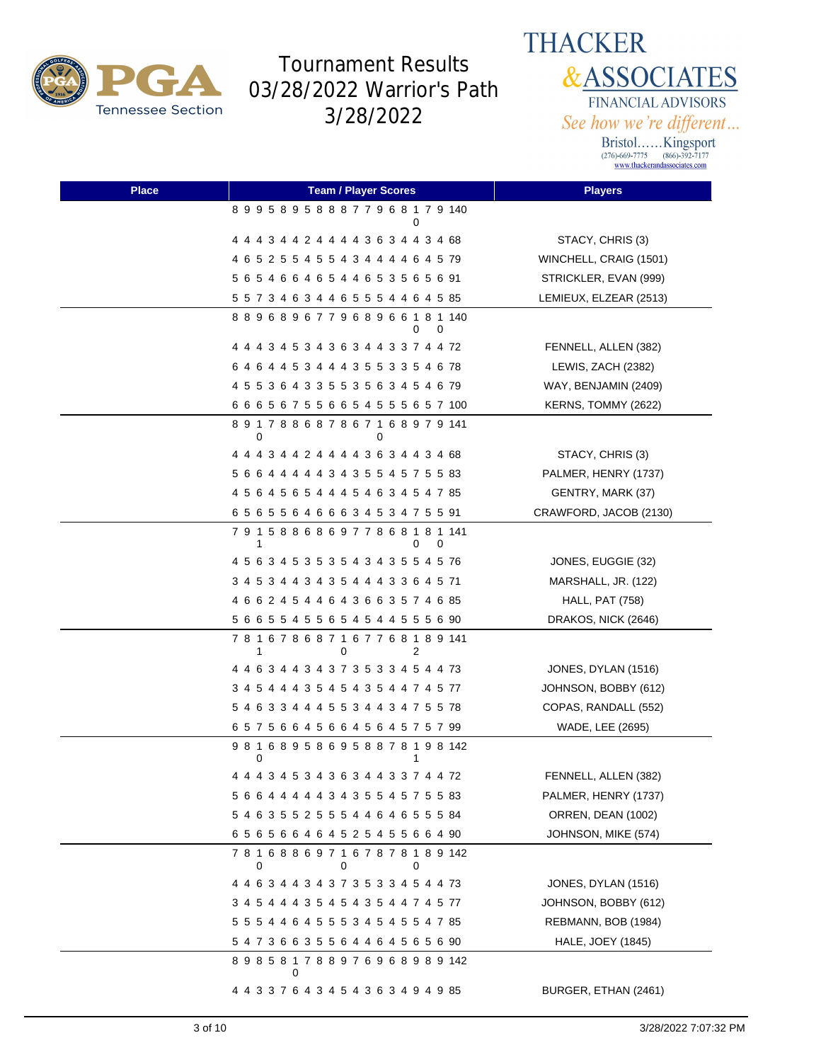# Tournament Results 03/28/2022 Warrior's Path 3/28/2022

THACKER & ASSOCIATES FINANCIAL ADVISORS
See how we're different...
Bristol......Kingsport
(276)-669-7775 (866)-392-7177
www.thackerandassociates.com

| Place | Team / Player Scores | Players |
|---|---|---|
| | 8 9 9 5 8 9 5 8 8 8 7 7 9 6 8 10 7 9 140 | |
| | 4 4 4 3 4 4 2 4 4 4 4 3 6 3 4 4 3 4 68 | STACY, CHRIS (3) |
| | 4 6 5 2 5 5 4 5 5 4 3 4 4 4 4 6 4 5 79 | WINCHELL, CRAIG (1501) |
| | 5 6 5 4 6 6 4 6 5 4 4 6 5 3 5 6 5 6 91 | STRICKLER, EVAN (999) |
| | 5 5 7 3 4 6 3 4 4 6 5 5 5 4 4 6 4 5 85 | LEMIEUX, ELZEAR (2513) |
| | 8 8 9 6 8 9 6 7 7 9 6 8 9 6 6 10 8 10 140 | |
| | 4 4 4 3 4 5 3 4 3 6 3 4 4 3 3 7 4 4 72 | FENNELL, ALLEN (382) |
| | 6 4 6 4 4 5 3 4 4 4 3 5 5 3 3 5 4 6 78 | LEWIS, ZACH (2382) |
| | 4 5 5 3 6 4 3 3 5 5 3 5 6 3 4 5 4 6 79 | WAY, BENJAMIN (2409) |
| | 6 6 6 5 6 7 5 5 6 6 5 4 5 5 5 6 5 7 100 | KERNS, TOMMY (2622) |
| | 8 9 10 7 8 8 6 8 7 8 6 7 10 6 8 9 7 9 141 | |
| | 4 4 4 3 4 4 2 4 4 4 4 3 6 3 4 4 3 4 68 | STACY, CHRIS (3) |
| | 5 6 6 4 4 4 4 4 3 4 3 5 5 4 5 7 5 5 83 | PALMER, HENRY (1737) |
| | 4 5 6 4 5 6 5 4 4 4 5 4 6 3 4 5 4 7 85 | GENTRY, MARK (37) |
| | 6 5 6 5 5 6 4 6 6 6 3 4 5 3 4 7 5 5 91 | CRAWFORD, JACOB (2130) |
| | 7 9 11 5 8 8 6 8 6 9 7 7 8 6 8 10 8 10 141 | |
| | 4 5 6 3 4 5 3 5 3 5 4 3 4 3 5 5 4 5 76 | JONES, EUGGIE (32) |
| | 3 4 5 3 4 4 3 4 3 5 4 4 4 3 3 6 4 5 71 | MARSHALL, JR. (122) |
| | 4 6 6 2 4 5 4 4 6 4 3 6 6 3 5 7 4 6 85 | HALL, PAT (758) |
| | 5 6 6 5 5 4 5 5 6 5 4 5 4 4 5 5 5 6 90 | DRAKOS, NICK (2646) |
| | 7 8 11 6 7 8 6 8 7 10 6 7 7 6 8 12 8 9 141 | |
| | 4 4 6 3 4 4 3 4 3 7 3 5 3 3 4 5 4 4 73 | JONES, DYLAN (1516) |
| | 3 4 5 4 4 4 3 5 4 5 4 3 5 4 4 7 4 5 77 | JOHNSON, BOBBY (612) |
| | 5 4 6 3 3 4 4 4 5 5 3 4 4 3 4 7 5 5 78 | COPAS, RANDALL (552) |
| | 6 5 7 5 6 6 4 5 6 6 4 5 6 4 5 7 5 7 99 | WADE, LEE (2695) |
| | 9 8 10 6 8 9 5 8 6 9 5 8 8 7 8 11 9 8 142 | |
| | 4 4 4 3 4 5 3 4 3 6 3 4 4 3 3 7 4 4 72 | FENNELL, ALLEN (382) |
| | 5 6 6 4 4 4 4 4 3 4 3 5 5 4 5 7 5 5 83 | PALMER, HENRY (1737) |
| | 5 4 6 3 5 5 2 5 5 5 4 4 6 4 6 5 5 5 84 | ORREN, DEAN (1002) |
| | 6 5 6 5 6 6 4 6 4 5 2 5 4 5 5 6 6 4 90 | JOHNSON, MIKE (574) |
| | 7 8 10 6 8 8 6 9 7 10 6 7 8 7 8 10 8 9 142 | |
| | 4 4 6 3 4 4 3 4 3 7 3 5 3 3 4 5 4 4 73 | JONES, DYLAN (1516) |
| | 3 4 5 4 4 4 3 5 4 5 4 3 5 4 4 7 4 5 77 | JOHNSON, BOBBY (612) |
| | 5 5 5 4 4 6 4 5 5 5 3 4 5 4 5 5 4 7 85 | REBMANN, BOB (1984) |
| | 5 4 7 3 6 6 3 5 5 6 4 4 6 4 5 6 5 6 90 | HALE, JOEY (1845) |
| | 8 9 8 5 8 10 7 8 8 9 7 6 9 6 8 9 8 9 142 | |
| | 4 4 3 3 7 6 4 3 4 5 4 3 6 3 4 9 4 9 85 | BURGER, ETHAN (2461) |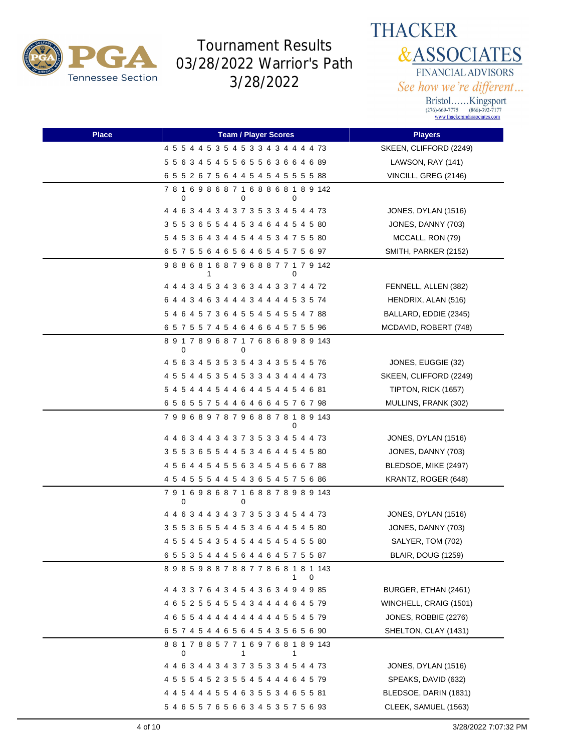# Tournament Results 03/28/2022 Warrior's Path 3/28/2022

| Place | Team / Player Scores | Players |
|---|---|---|
| | 4 5 5 4 4 5 3 5 4 5 3 3 4 3 4 4 4 4 73 | SKEEN, CLIFFORD (2249) |
| | 5 5 6 3 4 5 4 5 5 6 5 5 6 3 6 6 4 6 89 | LAWSON, RAY (141) |
| | 6 5 5 2 6 7 5 6 4 4 5 4 5 4 5 5 5 5 88 | VINCILL, GREG (2146) |
| | 7 8 10 6 9 8 6 8 7 10 6 8 8 6 8 10 8 9 142 | |
| | 4 4 6 3 4 4 3 4 3 7 3 5 3 3 4 5 4 4 73 | JONES, DYLAN (1516) |
| | 3 5 5 3 6 5 5 4 4 5 3 4 6 4 4 5 4 5 80 | JONES, DANNY (703) |
| | 5 4 5 3 6 4 3 4 4 5 4 4 5 3 4 7 5 5 80 | MCCALL, RON (79) |
| | 6 5 7 5 5 6 4 6 5 6 4 6 5 4 5 7 5 6 97 | SMITH, PARKER (2152) |
| | 9 8 8 6 8 11 6 8 7 9 6 8 8 7 7 10 7 9 142 | |
| | 4 4 4 3 4 5 3 4 3 6 3 4 4 3 3 7 4 4 72 | FENNELL, ALLEN (382) |
| | 6 4 4 3 4 6 3 4 4 4 3 4 4 4 4 5 3 5 74 | HENDRIX, ALAN (516) |
| | 5 4 6 4 5 7 3 6 4 5 5 4 5 4 5 5 4 7 88 | BALLARD, EDDIE (2345) |
| | 6 5 7 5 5 7 4 5 4 6 4 6 6 4 5 7 5 5 96 | MCDAVID, ROBERT (748) |
| | 8 9 10 7 8 9 6 8 7 10 7 6 8 6 8 9 8 9 143 | |
| | 4 5 6 3 4 5 3 5 3 5 4 3 4 3 5 5 4 5 76 | JONES, EUGGIE (32) |
| | 4 5 5 4 4 5 3 5 4 5 3 3 4 3 4 4 4 4 73 | SKEEN, CLIFFORD (2249) |
| | 5 4 5 4 4 4 5 4 4 6 4 4 5 4 4 5 4 6 81 | TIPTON, RICK (1657) |
| | 6 5 6 5 5 7 5 4 4 6 4 6 6 4 5 7 6 7 98 | MULLINS, FRANK (302) |
| | 7 9 9 6 8 9 7 8 7 9 6 8 8 7 8 10 8 9 143 | |
| | 4 4 6 3 4 4 3 4 3 7 3 5 3 3 4 5 4 4 73 | JONES, DYLAN (1516) |
| | 3 5 5 3 6 5 5 4 4 5 3 4 6 4 4 5 4 5 80 | JONES, DANNY (703) |
| | 4 5 6 4 4 5 4 5 5 6 3 4 5 4 5 6 6 7 88 | BLEDSOE, MIKE (2497) |
| | 4 5 4 5 5 5 4 4 5 4 3 6 5 4 5 7 5 6 86 | KRANTZ, ROGER (648) |
| | 7 9 10 6 9 8 6 8 7 10 6 8 8 7 8 9 8 9 143 | |
| | 4 4 6 3 4 4 3 4 3 7 3 5 3 3 4 5 4 4 73 | JONES, DYLAN (1516) |
| | 3 5 5 3 6 5 5 4 4 5 3 4 6 4 4 5 4 5 80 | JONES, DANNY (703) |
| | 4 5 5 4 5 4 3 5 4 5 4 4 5 4 5 4 5 5 80 | SALYER, TOM (702) |
| | 6 5 5 3 5 4 4 4 5 6 4 4 6 4 5 7 5 5 87 | BLAIR, DOUG (1259) |
| | 8 9 8 5 9 8 8 7 8 8 7 7 8 6 8 11 8 10 143 | |
| | 4 4 3 3 7 6 4 3 4 5 4 3 6 3 4 9 4 9 85 | BURGER, ETHAN (2461) |
| | 4 6 5 2 5 5 4 5 5 4 3 4 4 4 4 6 4 5 79 | WINCHELL, CRAIG (1501) |
| | 4 6 5 5 4 4 4 4 4 4 4 4 4 4 5 5 4 5 79 | JONES, ROBBIE (2276) |
| | 6 5 7 4 5 4 4 6 5 6 4 5 4 3 5 6 5 6 90 | SHELTON, CLAY (1431) |
| | 8 8 10 7 8 8 5 7 7 11 6 9 7 6 8 11 8 9 143 | |
| | 4 4 6 3 4 4 3 4 3 7 3 5 3 3 4 5 4 4 73 | JONES, DYLAN (1516) |
| | 4 5 5 5 4 5 2 3 5 5 4 5 4 4 4 6 4 5 79 | SPEAKS, DAVID (632) |
| | 4 4 5 4 4 4 5 5 4 6 3 5 5 3 4 6 5 5 81 | BLEDSOE, DARIN (1831) |
| | 5 4 6 5 5 7 6 5 6 6 3 4 5 3 5 7 5 6 93 | CLEEK, SAMUEL (1563) |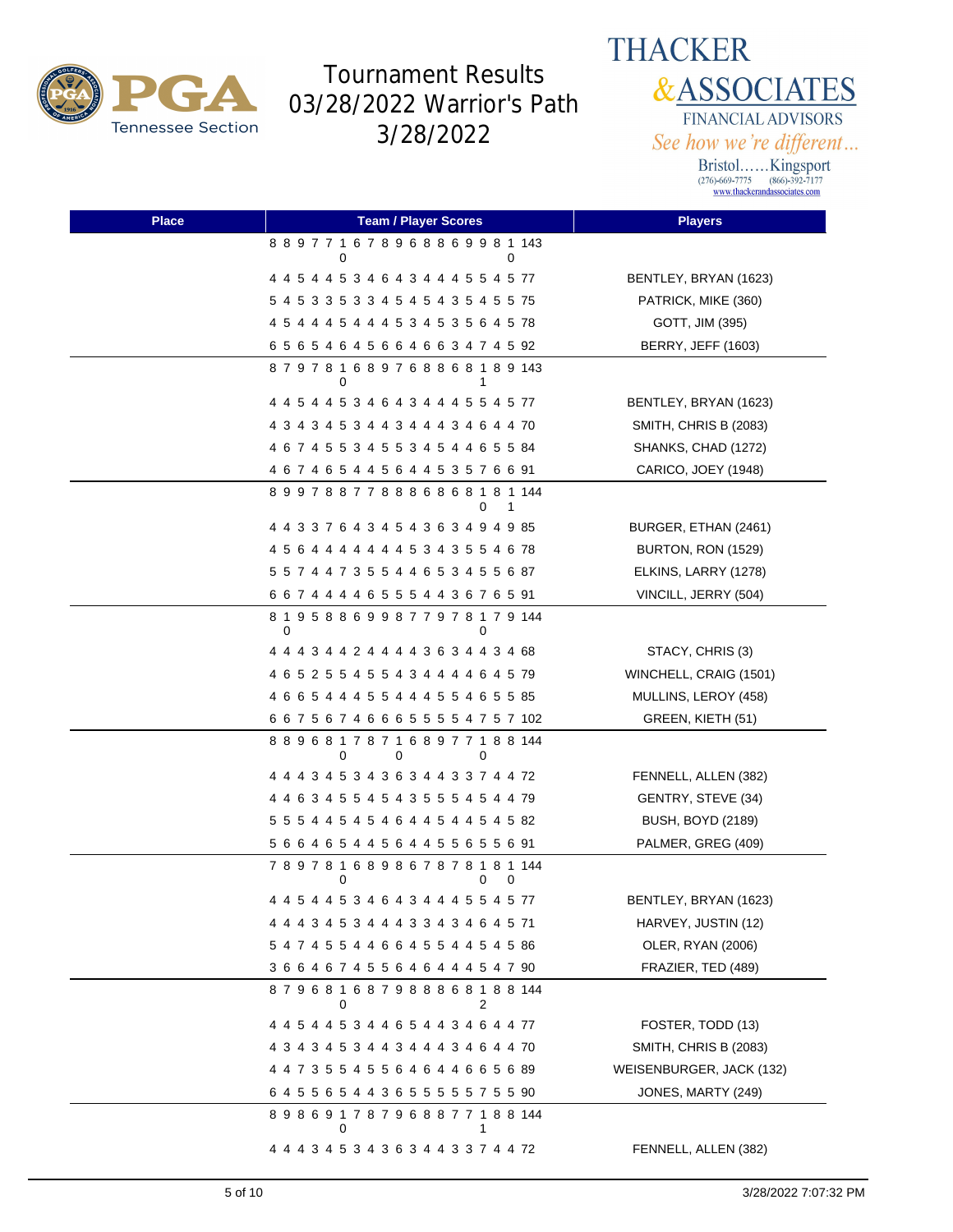# Tournament Results 03/28/2022 Warrior's Path 3/28/2022

THACKER & ASSOCIATES
FINANCIAL ADVISORS
See how we're different...
Bristol......Kingsport
(276)-669-7775 (866)-392-7177
www.thackerandassociates.com

| Place | Team / Player Scores | Players |
|---|---|---|
| | 8 8 9 7 7 10 6 7 8 9 6 8 8 6 9 9 8 10 143 | |
| | 4 4 5 4 4 5 3 4 6 4 3 4 4 4 5 5 4 5 77 | BENTLEY, BRYAN (1623) |
| | 5 4 5 3 3 5 3 3 4 5 4 5 4 3 5 4 5 5 75 | PATRICK, MIKE (360) |
| | 4 5 4 4 4 5 4 4 4 5 3 4 5 3 5 6 4 5 78 | GOTT, JIM (395) |
| | 6 5 6 5 4 6 4 5 6 6 4 6 6 3 4 7 4 5 92 | BERRY, JEFF (1603) |
| | 8 7 9 7 8 10 6 8 9 7 6 8 8 6 8 11 8 9 143 | |
| | 4 4 5 4 4 5 3 4 6 4 3 4 4 4 5 5 4 5 77 | BENTLEY, BRYAN (1623) |
| | 4 3 4 3 4 5 3 4 4 3 4 4 4 3 4 6 4 4 70 | SMITH, CHRIS B (2083) |
| | 4 6 7 4 5 5 3 4 5 5 3 4 5 4 4 6 5 5 84 | SHANKS, CHAD (1272) |
| | 4 6 7 4 6 5 4 4 5 6 4 4 5 3 5 7 6 6 91 | CARICO, JOEY (1948) |
| | 8 9 9 7 8 8 7 7 8 8 8 6 8 6 8 10 8 11 144 | |
| | 4 4 3 3 7 6 4 3 4 5 4 3 6 3 4 9 4 9 85 | BURGER, ETHAN (2461) |
| | 4 5 6 4 4 4 4 4 4 4 5 3 4 3 5 5 4 6 78 | BURTON, RON (1529) |
| | 5 5 7 4 4 7 3 5 5 4 4 6 5 3 4 5 5 6 87 | ELKINS, LARRY (1278) |
| | 6 6 7 4 4 4 4 6 5 5 5 4 4 3 6 7 6 5 91 | VINCILL, JERRY (504) |
| | 8 10 9 5 8 8 6 9 9 8 7 7 9 7 8 10 7 9 144 | |
| | 4 4 4 3 4 4 2 4 4 4 4 3 6 3 4 4 3 4 68 | STACY, CHRIS (3) |
| | 4 6 5 2 5 5 4 5 5 4 3 4 4 4 4 6 4 5 79 | WINCHELL, CRAIG (1501) |
| | 4 6 6 5 4 4 4 5 5 4 4 4 5 5 4 6 5 5 85 | MULLINS, LEROY (458) |
| | 6 6 7 5 6 7 4 6 6 6 5 5 5 5 4 7 5 7 102 | GREEN, KIETH (51) |
| | 8 8 9 6 8 10 7 8 7 10 6 8 9 7 7 10 8 8 144 | |
| | 4 4 4 3 4 5 3 4 3 6 3 4 4 3 3 7 4 4 72 | FENNELL, ALLEN (382) |
| | 4 4 6 3 4 5 5 4 5 4 3 5 5 5 4 5 4 4 79 | GENTRY, STEVE (34) |
| | 5 5 5 4 4 5 4 5 4 6 4 4 5 4 4 5 4 5 82 | BUSH, BOYD (2189) |
| | 5 6 6 4 6 5 4 4 5 6 4 4 5 5 6 5 5 6 91 | PALMER, GREG (409) |
| | 7 8 9 7 8 10 6 8 9 8 6 7 8 7 8 10 8 10 144 | |
| | 4 4 5 4 4 5 3 4 6 4 3 4 4 4 5 5 4 5 77 | BENTLEY, BRYAN (1623) |
| | 4 4 4 3 4 5 3 4 4 4 3 3 4 3 4 6 4 5 71 | HARVEY, JUSTIN (12) |
| | 5 4 7 4 5 5 4 4 6 6 4 5 5 4 4 5 4 5 86 | OLER, RYAN (2006) |
| | 3 6 6 4 6 7 4 5 5 6 4 6 4 4 4 5 4 7 90 | FRAZIER, TED (489) |
| | 8 7 9 6 8 10 6 8 7 9 8 8 8 6 8 12 8 8 144 | |
| | 4 4 5 4 4 5 3 4 4 6 5 4 4 3 4 6 4 4 77 | FOSTER, TODD (13) |
| | 4 3 4 3 4 5 3 4 4 3 4 4 4 3 4 6 4 4 70 | SMITH, CHRIS B (2083) |
| | 4 4 7 3 5 5 4 5 5 6 4 6 4 4 6 6 5 6 89 | WEISENBURGER, JACK (132) |
| | 6 4 5 5 6 5 4 4 3 6 5 5 5 5 5 7 5 5 90 | JONES, MARTY (249) |
| | 8 9 8 6 9 10 7 8 7 9 6 8 8 7 7 11 8 8 144 | |
| | 4 4 4 3 4 5 3 4 3 6 3 4 4 3 3 7 4 4 72 | FENNELL, ALLEN (382) |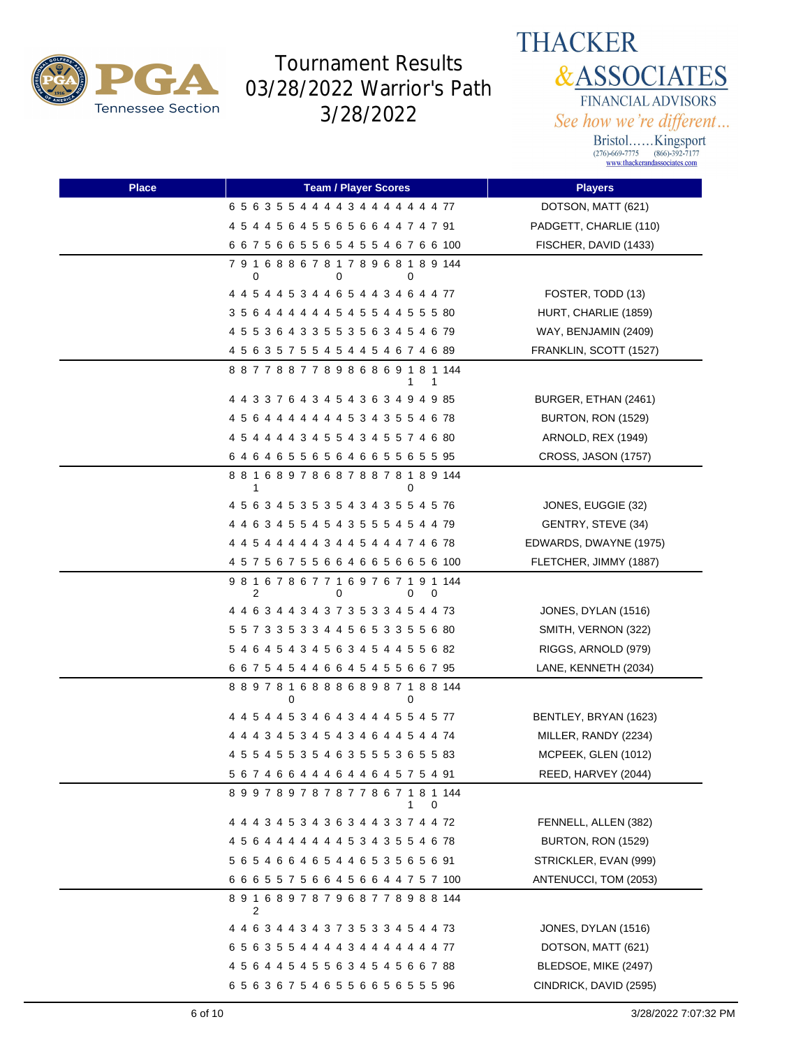# Tournament Results
## 03/28/2022 Warrior's Path
## 3/28/2022

**THACKER & ASSOCIATES**
FINANCIAL ADVISORS
*See how we're different...*
Bristol......Kingsport
(276)-669-7775 (866)-392-7177
www.thackerandassociates.com

| Place | Team / Player Scores | Players |
|---|---|---|
| | 6 5 6 3 5 5 4 4 4 4 3 4 4 4 4 4 4 4 77 | DOTSON, MATT (621) |
| | 4 5 4 4 5 6 4 5 5 6 5 6 6 4 4 7 4 7 91 | PADGETT, CHARLIE (110) |
| | 6 6 7 5 6 6 5 5 6 5 4 5 5 4 6 7 6 6 100 | FISCHER, DAVID (1433) |
| | 7 9 10 6 8 8 6 7 8 10 7 8 9 6 8 10 8 9 144 | |
| | 4 4 5 4 4 5 3 4 4 6 5 4 4 3 4 6 4 4 77 | FOSTER, TODD (13) |
| | 3 5 6 4 4 4 4 4 4 5 4 5 5 4 4 5 5 5 80 | HURT, CHARLIE (1859) |
| | 4 5 5 3 6 4 3 3 5 5 3 5 6 3 4 5 4 6 79 | WAY, BENJAMIN (2409) |
| | 4 5 6 3 5 7 5 5 4 5 4 4 5 4 6 7 4 6 89 | FRANKLIN, SCOTT (1527) |
| | 8 8 7 7 8 8 7 7 8 9 8 6 8 6 9 11 8 11 144 | |
| | 4 4 3 3 7 6 4 3 4 5 4 3 6 3 4 9 4 9 85 | BURGER, ETHAN (2461) |
| | 4 5 6 4 4 4 4 4 4 4 5 3 4 3 5 5 4 6 78 | BURTON, RON (1529) |
| | 4 5 4 4 4 4 3 4 5 5 4 3 4 5 5 7 4 6 80 | ARNOLD, REX (1949) |
| | 6 4 6 4 6 5 5 6 5 6 4 6 6 5 5 6 5 5 95 | CROSS, JASON (1757) |
| | 8 8 11 6 8 9 7 8 6 8 7 8 8 7 8 10 8 9 144 | |
| | 4 5 6 3 4 5 3 5 3 5 4 3 4 3 5 5 4 5 76 | JONES, EUGGIE (32) |
| | 4 4 6 3 4 5 5 4 5 4 3 5 5 5 4 5 4 4 79 | GENTRY, STEVE (34) |
| | 4 4 5 4 4 4 4 4 3 4 4 5 4 4 4 7 4 6 78 | EDWARDS, DWAYNE (1975) |
| | 4 5 7 5 6 7 5 5 6 6 4 6 6 5 6 6 5 6 100 | FLETCHER, JIMMY (1887) |
| | 9 8 12 6 7 8 6 7 7 10 6 9 7 6 7 10 9 10 144 | |
| | 4 4 6 3 4 4 3 4 3 7 3 5 3 3 4 5 4 4 73 | JONES, DYLAN (1516) |
| | 5 5 7 3 3 5 3 3 4 4 5 6 5 3 3 5 5 6 80 | SMITH, VERNON (322) |
| | 5 4 6 4 5 4 3 4 5 6 3 4 5 4 4 5 5 6 82 | RIGGS, ARNOLD (979) |
| | 6 6 7 5 4 5 4 4 6 6 4 5 4 5 5 6 6 7 95 | LANE, KENNETH (2034) |
| | 8 8 9 7 8 10 6 8 8 8 6 8 9 8 7 10 8 8 144 | |
| | 4 4 5 4 4 5 3 4 6 4 3 4 4 4 5 5 4 5 77 | BENTLEY, BRYAN (1623) |
| | 4 4 4 3 4 5 3 4 5 4 3 4 6 4 4 5 4 4 74 | MILLER, RANDY (2234) |
| | 4 5 5 4 5 5 3 5 4 6 3 5 5 5 3 6 5 5 83 | MCPEEK, GLEN (1012) |
| | 5 6 7 4 6 6 4 4 4 6 4 4 6 4 5 7 5 4 91 | REED, HARVEY (2044) |
| | 8 9 9 7 8 9 7 8 7 8 7 7 8 6 7 11 8 10 144 | |
| | 4 4 4 3 4 5 3 4 3 6 3 4 4 3 3 7 4 4 72 | FENNELL, ALLEN (382) |
| | 4 5 6 4 4 4 4 4 4 4 5 3 4 3 5 5 4 6 78 | BURTON, RON (1529) |
| | 5 6 5 4 6 6 4 6 5 4 4 6 5 3 5 6 5 6 91 | STRICKLER, EVAN (999) |
| | 6 6 6 5 5 7 5 6 6 4 5 6 6 4 4 7 5 7 100 | ANTENUCCI, TOM (2053) |
| | 8 9 12 6 8 9 7 8 7 9 6 8 7 7 8 9 8 8 144 | |
| | 4 4 6 3 4 4 3 4 3 7 3 5 3 3 4 5 4 4 73 | JONES, DYLAN (1516) |
| | 6 5 6 3 5 5 4 4 4 4 3 4 4 4 4 4 4 4 77 | DOTSON, MATT (621) |
| | 4 5 6 4 4 5 4 5 5 6 3 4 5 4 5 6 6 7 88 | BLEDSOE, MIKE (2497) |
| | 6 5 6 3 6 7 5 4 6 5 5 6 6 5 6 5 5 5 96 | CINDRICK, DAVID (2595) |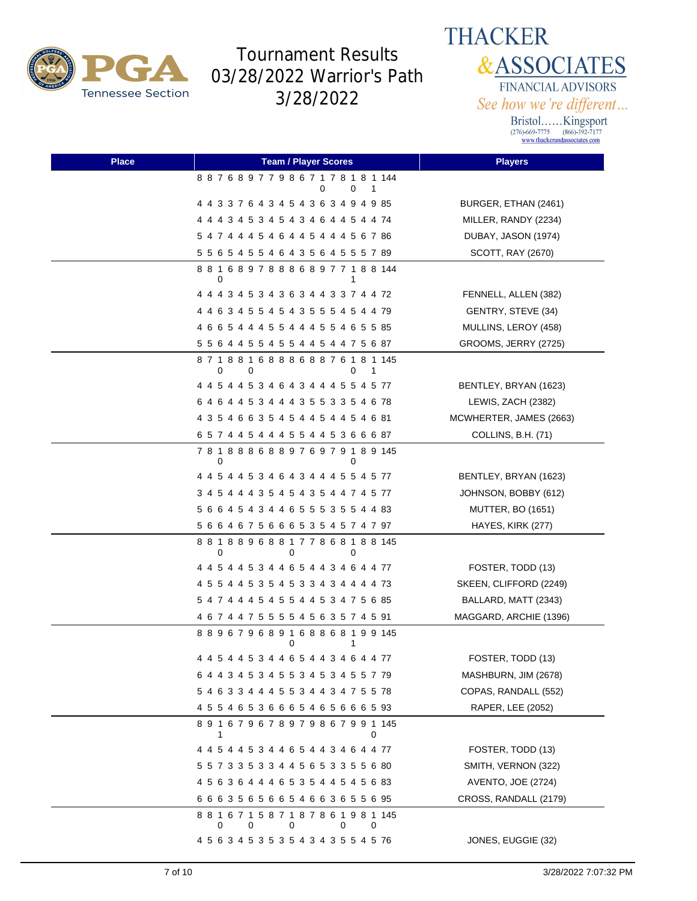# Tournament Results 03/28/2022 Warrior's Path 3/28/2022

| Place | Team / Player Scores | Players |
|---|---|---|
| | 8 8 7 6 8 9 7 7 9 8 6 7 10 7 8 10 8 11 144 | |
| | 4 4 3 3 7 6 4 3 4 5 4 3 6 3 4 9 4 9 85 | BURGER, ETHAN (2461) |
| | 4 4 4 3 4 5 3 4 5 4 3 4 6 4 4 5 4 4 74 | MILLER, RANDY (2234) |
| | 5 4 7 4 4 4 5 4 6 4 4 5 4 4 4 5 6 7 86 | DUBAY, JASON (1974) |
| | 5 5 6 5 4 5 5 4 6 4 3 5 6 4 5 5 5 7 89 | SCOTT, RAY (2670) |
| | 8 8 10 6 8 9 7 8 8 8 6 8 9 7 7 11 8 8 144 | |
| | 4 4 4 3 4 5 3 4 3 6 3 4 4 3 3 7 4 4 72 | FENNELL, ALLEN (382) |
| | 4 4 6 3 4 5 5 4 5 4 3 5 5 5 4 5 4 4 79 | GENTRY, STEVE (34) |
| | 4 6 6 5 4 4 4 5 5 4 4 4 5 5 4 6 5 5 85 | MULLINS, LEROY (458) |
| | 5 5 6 4 4 5 5 4 5 5 4 4 5 4 4 7 5 6 87 | GROOMS, JERRY (2725) |
| | 8 7 10 8 8 10 6 8 8 8 6 8 8 7 6 10 8 11 145 | |
| | 4 4 5 4 4 5 3 4 6 4 3 4 4 4 5 5 4 5 77 | BENTLEY, BRYAN (1623) |
| | 6 4 6 4 4 5 3 4 4 4 3 5 5 3 3 5 4 6 78 | LEWIS, ZACH (2382) |
| | 4 3 5 4 6 6 3 5 4 5 4 4 5 4 4 5 4 6 81 | MCWHERTER, JAMES (2663) |
| | 6 5 7 4 4 5 4 4 4 5 5 4 4 5 3 6 6 6 87 | COLLINS, B.H. (71) |
| | 7 8 10 8 8 8 6 8 8 9 7 6 9 7 9 10 8 9 145 | |
| | 4 4 5 4 4 5 3 4 6 4 3 4 4 4 5 5 4 5 77 | BENTLEY, BRYAN (1623) |
| | 3 4 5 4 4 4 3 5 4 5 4 3 5 4 4 7 4 5 77 | JOHNSON, BOBBY (612) |
| | 5 6 6 4 5 4 3 4 4 6 5 5 5 3 5 5 4 4 83 | MUTTER, BO (1651) |
| | 5 6 6 4 6 7 5 6 6 6 5 3 5 4 5 7 4 7 97 | HAYES, KIRK (277) |
| | 8 8 10 8 8 9 6 8 8 10 7 7 8 6 8 10 8 8 145 | |
| | 4 4 5 4 4 5 3 4 4 6 5 4 4 3 4 6 4 4 77 | FOSTER, TODD (13) |
| | 4 5 5 4 4 5 3 5 4 5 3 3 4 3 4 4 4 4 73 | SKEEN, CLIFFORD (2249) |
| | 5 4 7 4 4 4 5 4 5 5 4 4 5 3 4 7 5 6 85 | BALLARD, MATT (2343) |
| | 4 6 7 4 4 7 5 5 5 5 4 5 6 3 5 7 4 5 91 | MAGGARD, ARCHIE (1396) |
| | 8 8 9 6 7 9 6 8 9 10 6 8 8 6 8 11 9 9 145 | |
| | 4 4 5 4 4 5 3 4 4 6 5 4 4 3 4 6 4 4 77 | FOSTER, TODD (13) |
| | 6 4 4 3 4 5 3 4 5 5 3 4 5 3 4 5 5 7 79 | MASHBURN, JIM (2678) |
| | 5 4 6 3 3 4 4 4 5 5 3 4 4 3 4 7 5 5 78 | COPAS, RANDALL (552) |
| | 4 5 5 4 6 5 3 6 6 6 5 4 6 5 6 6 6 5 93 | RAPER, LEE (2052) |
| | 8 9 11 6 7 9 6 7 8 9 7 9 8 6 7 9 9 10 145 | |
| | 4 4 5 4 4 5 3 4 4 6 5 4 4 3 4 6 4 4 77 | FOSTER, TODD (13) |
| | 5 5 7 3 3 5 3 3 4 4 5 6 5 3 3 5 5 6 80 | SMITH, VERNON (322) |
| | 4 5 6 3 6 4 4 4 6 5 3 5 4 4 5 4 5 6 83 | AVENTO, JOE (2724) |
| | 6 6 6 3 5 6 5 6 6 5 4 6 6 3 6 5 5 6 95 | CROSS, RANDALL (2179) |
| | 8 8 10 6 7 10 5 8 7 10 8 7 8 6 10 9 8 10 145 | |
| | 4 5 6 3 4 5 3 5 3 5 4 3 4 3 5 5 4 5 76 | JONES, EUGGIE (32) |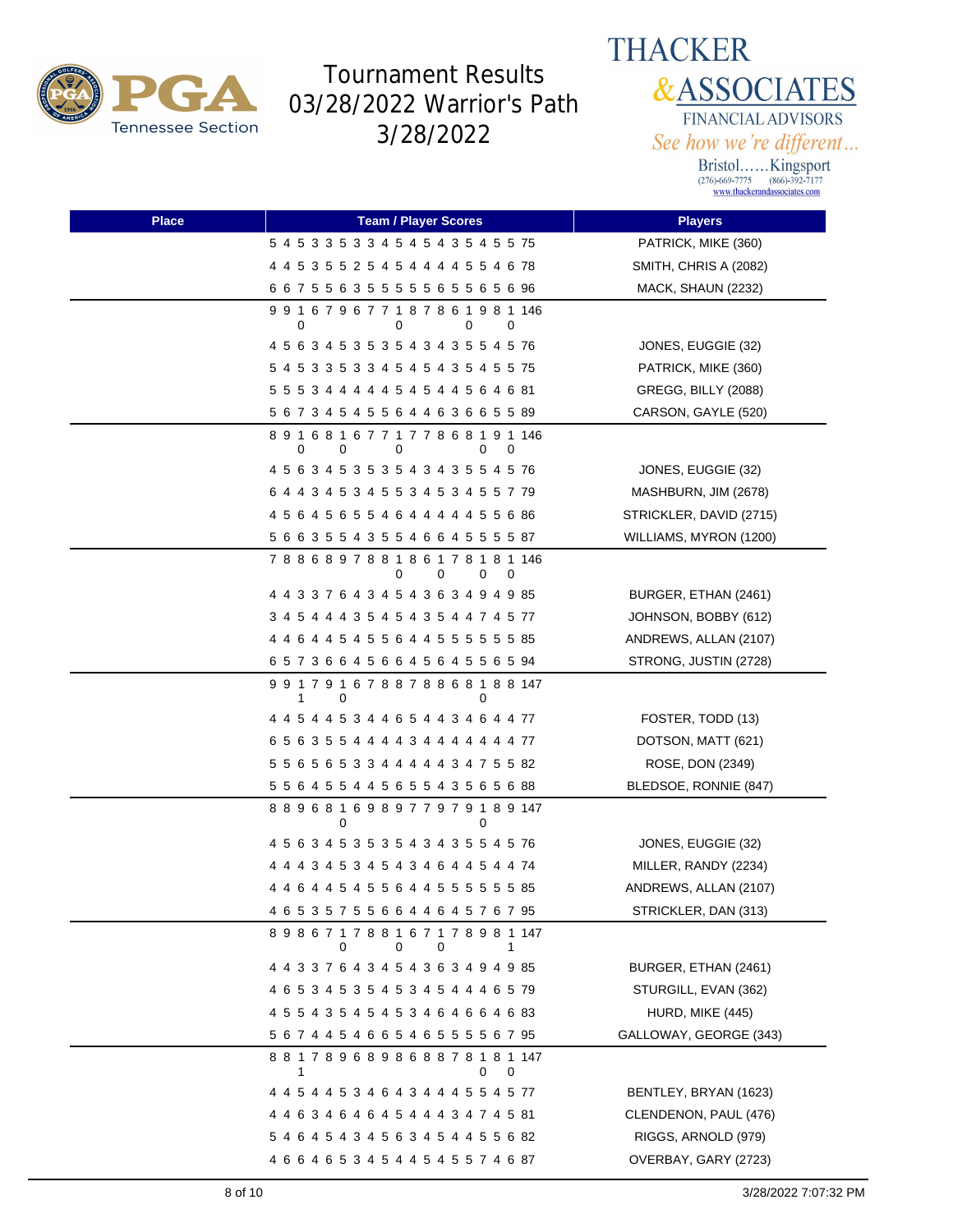# Tournament Results 03/28/2022 Warrior's Path 3/28/2022

**THACKER & ASSOCIATES**
FINANCIAL ADVISORS
*See how we're different...*
Bristol......Kingsport
(276)-669-7775 (866)-392-7177
www.thackerandassociates.com

| Place | Team / Player Scores | Players |
|---|---|---|
| | 5 4 5 3 3 5 3 3 4 5 4 5 4 3 5 4 5 5 75 | PATRICK, MIKE (360) |
| | 4 4 5 3 5 5 2 5 4 5 4 4 4 4 5 5 4 6 78 | SMITH, CHRIS A (2082) |
| | 6 6 7 5 5 6 3 5 5 5 5 5 6 5 5 6 5 6 96 | MACK, SHAUN (2232) |
| | 9 9 10 6 7 9 6 7 7 10 8 7 8 6 10 9 8 10 146 | |
| | 4 5 6 3 4 5 3 5 3 5 4 3 4 3 5 5 4 5 76 | JONES, EUGGIE (32) |
| | 5 4 5 3 3 5 3 3 4 5 4 5 4 3 5 4 5 5 75 | PATRICK, MIKE (360) |
| | 5 5 5 3 4 4 4 4 4 5 4 5 4 4 5 6 4 6 81 | GREGG, BILLY (2088) |
| | 5 6 7 3 4 5 4 5 5 6 4 4 6 3 6 6 5 5 89 | CARSON, GAYLE (520) |
| | 8 9 10 6 8 10 6 7 7 10 7 7 8 6 8 10 9 10 146 | |
| | 4 5 6 3 4 5 3 5 3 5 4 3 4 3 5 5 4 5 76 | JONES, EUGGIE (32) |
| | 6 4 4 3 4 5 3 4 5 5 3 4 5 3 4 5 5 7 79 | MASHBURN, JIM (2678) |
| | 4 5 6 4 5 6 5 5 4 6 4 4 4 4 4 5 5 6 86 | STRICKLER, DAVID (2715) |
| | 5 6 6 3 5 5 4 3 5 5 4 6 6 4 5 5 5 5 87 | WILLIAMS, MYRON (1200) |
| | 7 8 8 6 8 9 7 8 8 10 8 6 10 7 8 10 8 10 146 | |
| | 4 4 3 3 7 6 4 3 4 5 4 3 6 3 4 9 4 9 85 | BURGER, ETHAN (2461) |
| | 3 4 5 4 4 4 3 5 4 5 4 3 5 4 4 7 4 5 77 | JOHNSON, BOBBY (612) |
| | 4 4 6 4 4 5 4 5 5 6 4 4 5 5 5 5 5 5 85 | ANDREWS, ALLAN (2107) |
| | 6 5 7 3 6 6 4 5 6 6 4 5 6 4 5 5 6 5 94 | STRONG, JUSTIN (2728) |
| | 9 9 11 7 9 10 6 7 8 8 7 8 8 6 8 10 8 8 147 | |
| | 4 4 5 4 4 5 3 4 4 6 5 4 4 3 4 6 4 4 77 | FOSTER, TODD (13) |
| | 6 5 6 3 5 5 4 4 4 4 3 4 4 4 4 4 4 4 77 | DOTSON, MATT (621) |
| | 5 5 6 5 6 5 3 3 4 4 4 4 4 3 4 7 5 5 82 | ROSE, DON (2349) |
| | 5 5 6 4 5 5 4 4 5 6 5 5 4 3 5 6 5 6 88 | BLEDSOE, RONNIE (847) |
| | 8 8 9 6 8 10 6 9 8 9 7 7 9 7 9 10 8 9 147 | |
| | 4 5 6 3 4 5 3 5 3 5 4 3 4 3 5 5 4 5 76 | JONES, EUGGIE (32) |
| | 4 4 4 3 4 5 3 4 5 4 3 4 6 4 4 5 4 4 74 | MILLER, RANDY (2234) |
| | 4 4 6 4 4 5 4 5 5 6 4 4 5 5 5 5 5 5 85 | ANDREWS, ALLAN (2107) |
| | 4 6 5 3 5 7 5 5 6 6 4 4 6 4 5 7 6 7 95 | STRICKLER, DAN (313) |
| | 8 9 8 6 7 10 7 8 8 10 6 7 10 7 8 9 8 11 147 | |
| | 4 4 3 3 7 6 4 3 4 5 4 3 6 3 4 9 4 9 85 | BURGER, ETHAN (2461) |
| | 4 6 5 3 4 5 3 5 4 5 3 4 5 4 4 4 6 5 79 | STURGILL, EVAN (362) |
| | 4 5 5 4 3 5 4 5 4 5 3 4 6 4 6 6 4 6 83 | HURD, MIKE (445) |
| | 5 6 7 4 4 5 4 6 6 5 4 6 5 5 5 5 6 7 95 | GALLOWAY, GEORGE (343) |
| | 8 8 11 7 8 9 6 8 9 8 6 8 8 7 8 10 8 10 147 | |
| | 4 4 5 4 4 5 3 4 6 4 3 4 4 4 5 5 4 5 77 | BENTLEY, BRYAN (1623) |
| | 4 4 6 3 4 6 4 6 4 5 4 4 4 3 4 7 4 5 81 | CLENDENON, PAUL (476) |
| | 5 4 6 4 5 4 3 4 5 6 3 4 5 4 4 5 5 6 82 | RIGGS, ARNOLD (979) |
| | 4 6 6 4 6 5 3 4 5 4 4 5 4 5 5 7 4 6 87 | OVERBAY, GARY (2723) |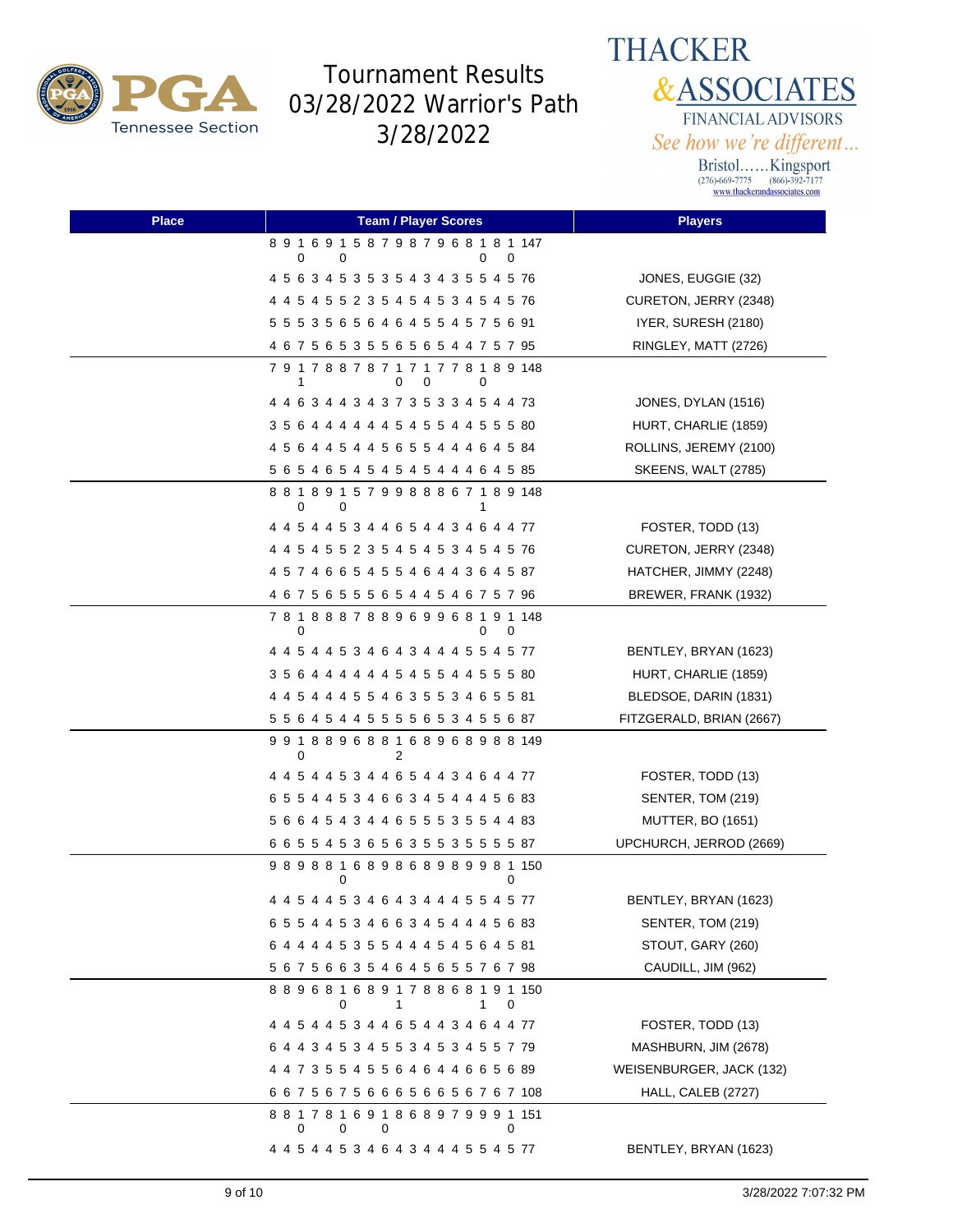# Tournament Results 03/28/2022 Warrior's Path 3/28/2022

**THACKER & ASSOCIATES**
FINANCIAL ADVISORS
*See how we're different...*
Bristol......Kingsport
(276)-669-7775 (866)-392-7177
www.thackerandassociates.com

| Place | Team / Player Scores | Players |
|---|---|---|
| | 8 9 10 6 9 10 5 8 7 9 8 7 9 6 8 10 8 10 147 | |
| | 4 5 6 3 4 5 3 5 3 5 4 3 4 3 5 5 4 5 76 | JONES, EUGGIE (32) |
| | 4 4 5 4 5 5 2 3 5 4 5 4 5 3 4 5 4 5 76 | CURETON, JERRY (2348) |
| | 5 5 5 3 5 6 5 6 4 6 4 5 5 4 5 7 5 6 91 | IYER, SURESH (2180) |
| | 4 6 7 5 6 5 3 5 5 6 5 6 5 4 4 7 5 7 95 | RINGLEY, MATT (2726) |
| | 7 9 11 7 8 8 7 8 7 10 7 10 7 7 8 10 8 9 148 | |
| | 4 4 6 3 4 4 3 4 3 7 3 5 3 3 4 5 4 4 73 | JONES, DYLAN (1516) |
| | 3 5 6 4 4 4 4 4 4 5 4 5 5 4 4 5 5 5 80 | HURT, CHARLIE (1859) |
| | 4 5 6 4 4 5 4 4 5 6 5 5 4 4 4 6 4 5 84 | ROLLINS, JEREMY (2100) |
| | 5 6 5 4 6 5 4 5 4 5 4 5 4 4 4 6 4 5 85 | SKEENS, WALT (2785) |
| | 8 8 10 8 9 10 5 7 9 9 8 8 8 6 7 11 8 9 148 | |
| | 4 4 5 4 4 5 3 4 4 6 5 4 4 3 4 6 4 4 77 | FOSTER, TODD (13) |
| | 4 4 5 4 5 5 2 3 5 4 5 4 5 3 4 5 4 5 76 | CURETON, JERRY (2348) |
| | 4 5 7 4 6 6 5 4 5 5 4 6 4 4 3 6 4 5 87 | HATCHER, JIMMY (2248) |
| | 4 6 7 5 6 5 5 5 6 5 4 4 5 4 6 7 5 7 96 | BREWER, FRANK (1932) |
| | 7 8 10 8 8 8 7 8 8 9 6 9 9 6 8 10 9 10 148 | |
| | 4 4 5 4 4 5 3 4 6 4 3 4 4 4 5 5 4 5 77 | BENTLEY, BRYAN (1623) |
| | 3 5 6 4 4 4 4 4 4 5 4 5 5 4 4 5 5 5 80 | HURT, CHARLIE (1859) |
| | 4 4 5 4 4 4 5 5 4 6 3 5 5 3 4 6 5 5 81 | BLEDSOE, DARIN (1831) |
| | 5 5 6 4 5 4 4 5 5 5 5 6 5 3 4 5 5 6 87 | FITZGERALD, BRIAN (2667) |
| | 9 9 10 8 8 9 6 8 8 12 6 8 9 6 8 9 8 8 149 | |
| | 4 4 5 4 4 5 3 4 4 6 5 4 4 3 4 6 4 4 77 | FOSTER, TODD (13) |
| | 6 5 5 4 4 5 3 4 6 6 3 4 5 4 4 4 5 6 83 | SENTER, TOM (219) |
| | 5 6 6 4 5 4 3 4 4 6 5 5 5 3 5 5 4 4 83 | MUTTER, BO (1651) |
| | 6 6 5 5 4 5 3 6 5 6 3 5 5 3 5 5 5 5 87 | UPCHURCH, JERROD (2669) |
| | 9 8 9 8 8 10 6 8 9 8 6 8 9 8 9 9 8 10 150 | |
| | 4 4 5 4 4 5 3 4 6 4 3 4 4 4 5 5 4 5 77 | BENTLEY, BRYAN (1623) |
| | 6 5 5 4 4 5 3 4 6 6 3 4 5 4 4 4 5 6 83 | SENTER, TOM (219) |
| | 6 4 4 4 4 5 3 5 5 4 4 4 5 4 5 6 4 5 81 | STOUT, GARY (260) |
| | 5 6 7 5 6 6 3 5 4 6 4 5 6 5 5 7 6 7 98 | CAUDILL, JIM (962) |
| | 8 8 9 6 8 10 6 8 9 11 7 8 8 6 8 11 9 10 150 | |
| | 4 4 5 4 4 5 3 4 4 6 5 4 4 3 4 6 4 4 77 | FOSTER, TODD (13) |
| | 6 4 4 3 4 5 3 4 5 5 3 4 5 3 4 5 5 7 79 | MASHBURN, JIM (2678) |
| | 4 4 7 3 5 5 4 5 5 6 4 6 4 4 6 6 5 6 89 | WEISENBURGER, JACK (132) |
| | 6 6 7 5 6 7 5 6 6 6 5 6 6 5 6 7 6 7 108 | HALL, CALEB (2727) |
| | 8 8 10 7 8 10 6 9 10 8 6 8 9 7 9 9 9 10 151 | |
| | 4 4 5 4 4 5 3 4 6 4 3 4 4 4 5 5 4 5 77 | BENTLEY, BRYAN (1623) |

3/28/2022 7:07:32 PM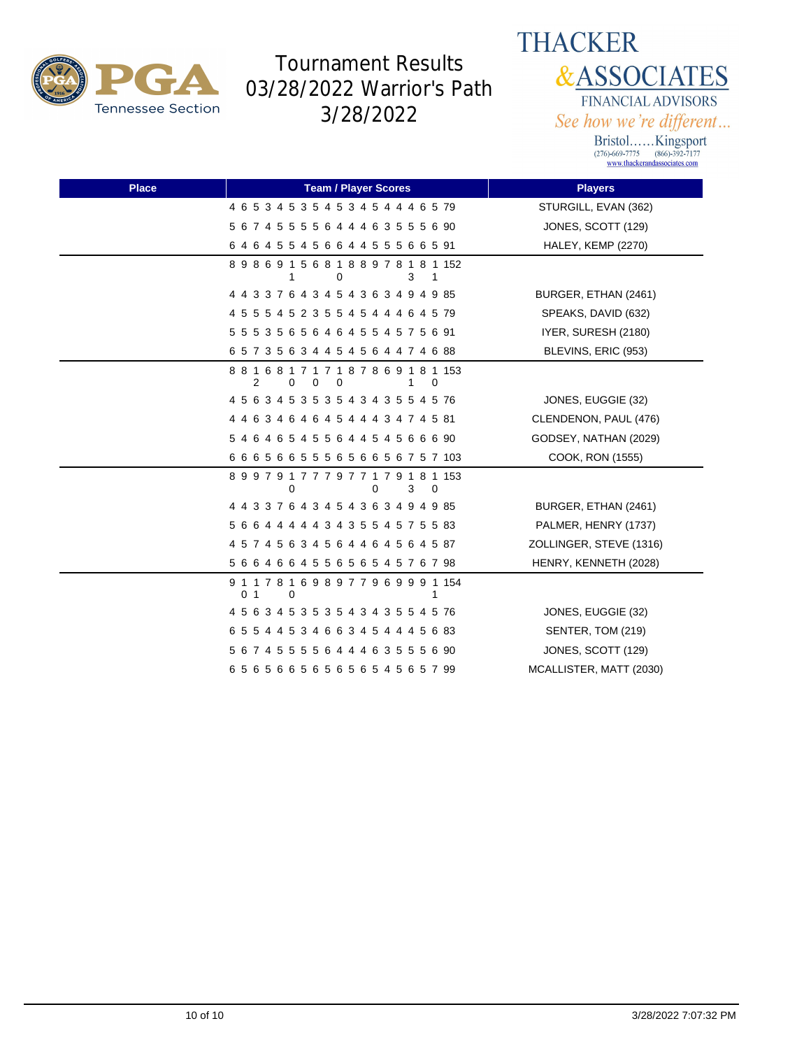# Tournament Results 03/28/2022 Warrior's Path 3/28/2022

THACKER & ASSOCIATES FINANCIAL ADVISORS
See how we're different...
Bristol......Kingsport
(276)-669-7775 (866)-392-7177
www.thackerandassociates.com

| Place | Team / Player Scores | Players |
|---|---|---|
| | 4 6 5 3 4 5 3 5 4 5 3 4 5 4 4 4 6 5 79 | STURGILL, EVAN (362) |
| | 5 6 7 4 5 5 5 5 6 4 4 4 6 3 5 5 5 6 90 | JONES, SCOTT (129) |
| | 6 4 6 4 5 5 4 5 6 6 4 4 5 5 5 6 6 5 91 | HALEY, KEMP (2270) |
| | 8 9 8 6 9 11 5 6 8 10 8 8 9 7 8 13 8 11 152 | |
| | 4 4 3 3 7 6 4 3 4 5 4 3 6 3 4 9 4 9 85 | BURGER, ETHAN (2461) |
| | 4 5 5 5 4 5 2 3 5 5 4 5 4 4 4 6 4 5 79 | SPEAKS, DAVID (632) |
| | 5 5 5 3 5 6 5 6 4 6 4 5 5 4 5 7 5 6 91 | IYER, SURESH (2180) |
| | 6 5 7 3 5 6 3 4 4 5 4 5 6 4 4 7 4 6 88 | BLEVINS, ERIC (953) |
| | 8 12 6 8 10 7 10 7 10 8 7 8 6 9 11 8 10 153 | |
| | 4 5 6 3 4 5 3 5 3 5 4 3 4 3 5 5 4 5 76 | JONES, EUGGIE (32) |
| | 4 4 6 3 4 6 4 6 4 5 4 4 4 3 4 7 4 5 81 | CLENDENON, PAUL (476) |
| | 5 4 6 4 6 5 4 5 5 6 4 4 5 4 5 6 6 6 90 | GODSEY, NATHAN (2029) |
| | 6 6 6 5 6 6 5 5 5 6 5 6 6 5 6 7 5 7 103 | COOK, RON (1555) |
| | 8 9 9 7 9 10 7 7 7 9 7 7 10 7 9 13 8 10 153 | |
| | 4 4 3 3 7 6 4 3 4 5 4 3 6 3 4 9 4 9 85 | BURGER, ETHAN (2461) |
| | 5 6 6 4 4 4 4 4 3 4 3 5 5 4 5 7 5 5 83 | PALMER, HENRY (1737) |
| | 4 5 7 4 5 6 3 4 5 6 4 4 6 4 5 6 4 5 87 | ZOLLINGER, STEVE (1316) |
| | 5 6 6 4 6 6 4 5 5 6 5 6 5 4 5 7 6 7 98 | HENRY, KENNETH (2028) |
| | 9 10 11 7 8 10 6 9 8 9 7 7 9 6 9 9 9 11 154 | |
| | 4 5 6 3 4 5 3 5 3 5 4 3 4 3 5 5 4 5 76 | JONES, EUGGIE (32) |
| | 6 5 5 4 4 5 3 4 6 6 3 4 5 4 4 4 5 6 83 | SENTER, TOM (219) |
| | 5 6 7 4 5 5 5 5 6 4 4 4 6 3 5 5 5 6 90 | JONES, SCOTT (129) |
| | 6 5 6 5 6 6 5 6 5 6 5 6 5 4 5 6 5 7 99 | MCALLISTER, MATT (2030) |